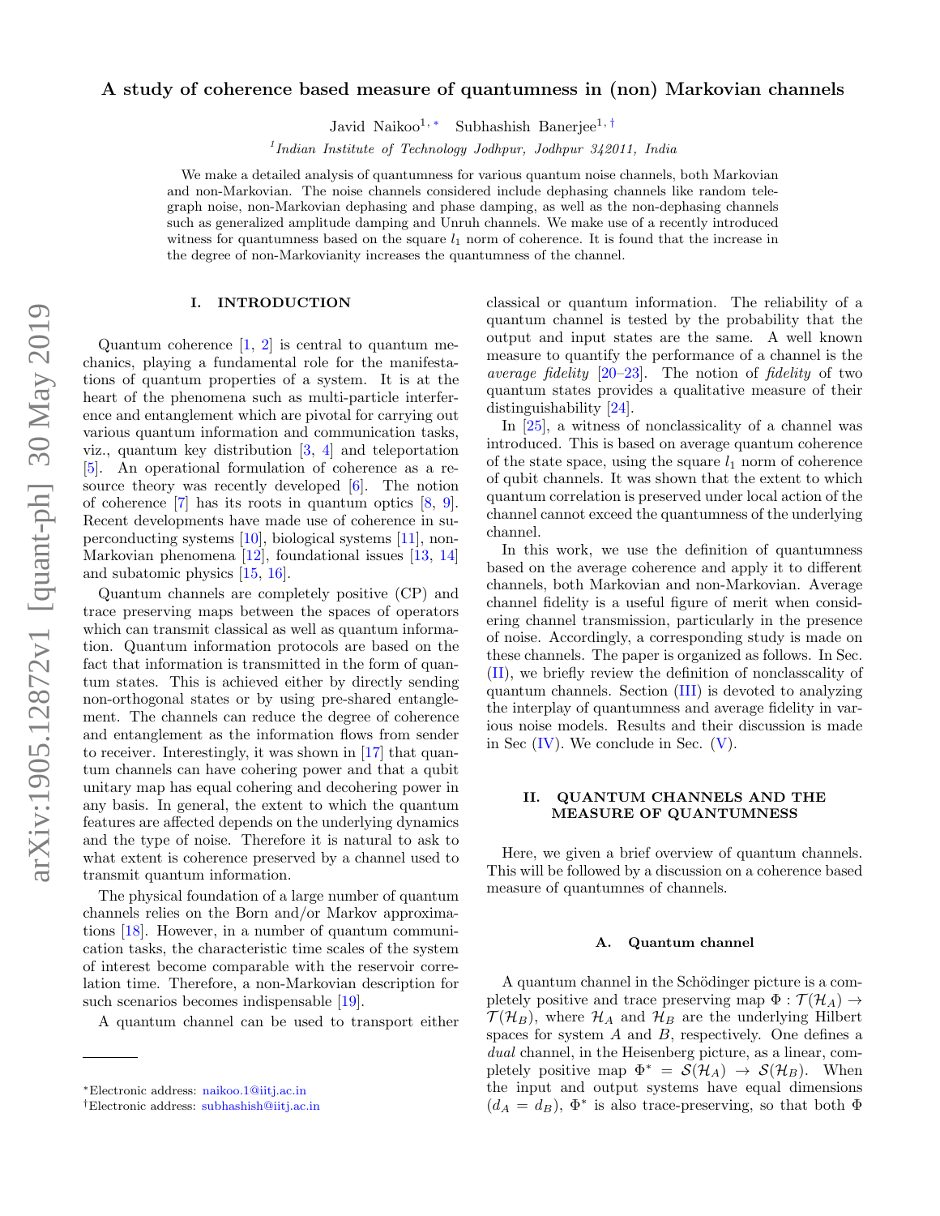# A study of coherence based measure of quantumness in (non) Markovian channels

Javid Naikoo[1,*] Subhashish Banerjee[1,†]

[1] *Indian Institute of Technology Jodhpur, Jodhpur 342011, India*

We make a detailed analysis of quantumness for various quantum noise channels, both Markovian and non-Markovian. The noise channels considered include dephasing channels like random telegraph noise, non-Markovian dephasing and phase damping, as well as the non-dephasing channels such as generalized amplitude damping and Unruh channels. We make use of a recently introduced witness for quantumness based on the square $l_1$ norm of coherence. It is found that the increase in the degree of non-Markovianity increases the quantumness of the channel.

## I. INTRODUCTION

Quantum coherence [1, 2] is central to quantum mechanics, playing a fundamental role for the manifestations of quantum properties of a system. It is at the heart of the phenomena such as multi-particle interference and entanglement which are pivotal for carrying out various quantum information and communication tasks, viz., quantum key distribution [3, 4] and teleportation [5]. An operational formulation of coherence as a resource theory was recently developed [6]. The notion of coherence [7] has its roots in quantum optics [8, 9]. Recent developments have made use of coherence in superconducting systems [10], biological systems [11], non-Markovian phenomena [12], foundational issues [13, 14] and subatomic physics [15, 16].

Quantum channels are completely positive (CP) and trace preserving maps between the spaces of operators which can transmit classical as well as quantum information. Quantum information protocols are based on the fact that information is transmitted in the form of quantum states. This is achieved either by directly sending non-orthogonal states or by using pre-shared entanglement. The channels can reduce the degree of coherence and entanglement as the information flows from sender to receiver. Interestingly, it was shown in [17] that quantum channels can have cohering power and that a qubit unitary map has equal cohering and decohering power in any basis. In general, the extent to which the quantum features are affected depends on the underlying dynamics and the type of noise. Therefore it is natural to ask to what extent is coherence preserved by a channel used to transmit quantum information.

The physical foundation of a large number of quantum channels relies on the Born and/or Markov approximations [18]. However, in a number of quantum communication tasks, the characteristic time scales of the system of interest become comparable with the reservoir correlation time. Therefore, a non-Markovian description for such scenarios becomes indispensable [19].

A quantum channel can be used to transport either classical or quantum information. The reliability of a quantum channel is tested by the probability that the output and input states are the same. A well known measure to quantify the performance of a channel is the *average fidelity* [20–23]. The notion of *fidelity* of two quantum states provides a qualitative measure of their distinguishability [24].

In [25], a witness of nonclassicality of a channel was introduced. This is based on average quantum coherence of the state space, using the square $l_1$ norm of coherence of qubit channels. It was shown that the extent to which quantum correlation is preserved under local action of the channel cannot exceed the quantumness of the underlying channel.

In this work, we use the definition of quantumness based on the average coherence and apply it to different channels, both Markovian and non-Markovian. Average channel fidelity is a useful figure of merit when considering channel transmission, particularly in the presence of noise. Accordingly, a corresponding study is made on these channels. The paper is organized as follows. In Sec. (II), we briefly review the definition of nonclasscality of quantum channels. Section (III) is devoted to analyzing the interplay of quantumness and average fidelity in various noise models. Results and their discussion is made in Sec (IV). We conclude in Sec. (V).

## II. QUANTUM CHANNELS AND THE MEASURE OF QUANTUMNESS

Here, we given a brief overview of quantum channels. This will be followed by a discussion on a coherence based measure of quantumnes of channels.

### A. Quantum channel

A quantum channel in the Schödinger picture is a completely positive and trace preserving map $\Phi : \mathcal{T}(\mathcal{H}_A) \rightarrow \mathcal{T}(\mathcal{H}_B)$, where $\mathcal{H}_A$ and $\mathcal{H}_B$ are the underlying Hilbert spaces for system $A$ and $B$, respectively. One defines a *dual* channel, in the Heisenberg picture, as a linear, completely positive map $\Phi^* = \mathcal{S}(\mathcal{H}_A) \rightarrow \mathcal{S}(\mathcal{H}_B)$. When the input and output systems have equal dimensions ($d_A = d_B$), $\Phi^*$ is also trace-preserving, so that both $\Phi$

*Electronic address: naikoo.1@iitj.ac.in

†Electronic address: subhashish@iitj.ac.in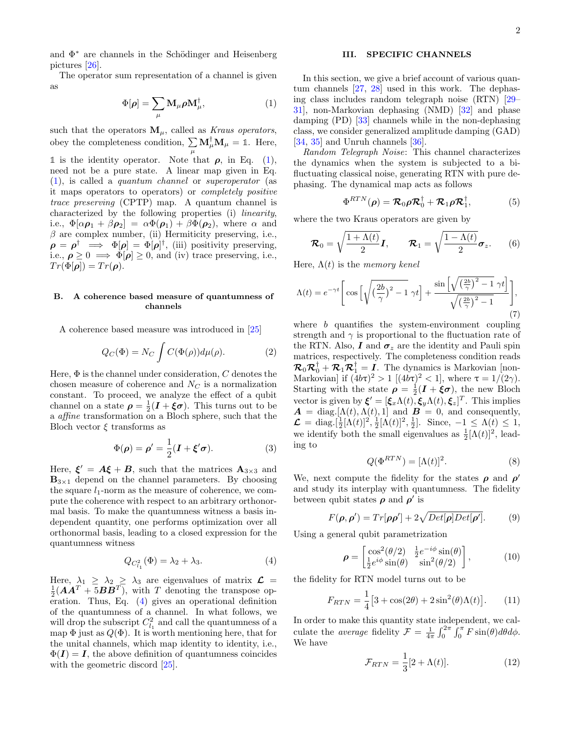and $\Phi^*$ are channels in the Schödinger and Heisenberg pictures [26].

The operator sum representation of a channel is given as

$$\Phi[\boldsymbol{\rho}] = \sum_{\mu} \mathbf{M}_{\mu} \boldsymbol{\rho} \mathbf{M}_{\mu}^{\dagger}, \tag{1}$$

such that the operators $\mathbf{M}_{\mu}$, called as *Kraus operators*, obey the completeness condition, $\sum_{\mu} \mathbf{M}_{\mu}^{\dagger} \mathbf{M}_{\mu} = \mathbb{1}$. Here, $\mathbb{1}$ is the identity operator. Note that $\boldsymbol{\rho}$, in Eq. (1), need not be a pure state. A linear map given in Eq. (1), is called a *quantum channel* or *superoperator* (as it maps operators to operators) or *completely positive trace preserving* (CPTP) map. A quantum channel is characterized by the following properties (i) *linearity*, i.e., $\Phi[\alpha\boldsymbol{\rho}_1 + \beta\boldsymbol{\rho}_2] = \alpha\Phi(\boldsymbol{\rho}_1) + \beta\Phi(\boldsymbol{\rho}_2)$, where $\alpha$ and $\beta$ are complex number, (ii) Hermiticity preserving, i.e., $\boldsymbol{\rho} = \boldsymbol{\rho}^{\dagger} \implies \Phi[\boldsymbol{\rho}] = \Phi[\boldsymbol{\rho}]^{\dagger}$, (iii) positivity preserving, i.e., $\boldsymbol{\rho} \geq 0 \implies \Phi[\boldsymbol{\rho}] \geq 0$, and (iv) trace preserving, i.e., $Tr(\Phi[\boldsymbol{\rho}]) = Tr(\boldsymbol{\rho})$.

### B. A coherence based measure of quantumness of channels

A coherence based measure was introduced in [25]

$$Q_C(\Phi) = N_C \int C(\Phi(\rho)) d\mu(\rho). \tag{2}$$

Here, $\Phi$ is the channel under consideration, $C$ denotes the chosen measure of coherence and $N_C$ is a normalization constant. To proceed, we analyze the effect of a qubit channel on a state $\boldsymbol{\rho} = \frac{1}{2}(\boldsymbol{I} + \boldsymbol{\xi}\boldsymbol{\sigma})$. This turns out to be a *affine* transformation on a Bloch sphere, such that the Bloch vector $\xi$ transforms as

$$\Phi(\boldsymbol{\rho}) = \boldsymbol{\rho}' = \frac{1}{2}(\boldsymbol{I} + \boldsymbol{\xi}'\boldsymbol{\sigma}). \tag{3}$$

Here, $\boldsymbol{\xi}' = \boldsymbol{A}\boldsymbol{\xi} + \boldsymbol{B}$, such that the matrices $\mathbf{A}_{3\times3}$ and $\mathbf{B}_{3\times1}$ depend on the channel parameters. By choosing the square $l_1$-norm as the measure of coherence, we compute the coherence with respect to an arbitrary orthonormal basis. To make the quantumness witness a basis independent quantity, one performs optimization over all orthonormal basis, leading to a closed expression for the quantumness witness

$$Q_{C^2_{l_1}}(\Phi) = \lambda_2 + \lambda_3. \tag{4}$$

Here, $\lambda_1 \geq \lambda_2 \geq \lambda_3$ are eigenvalues of matrix $\boldsymbol{\mathcal{L}} = \frac{1}{2}(\boldsymbol{A}\boldsymbol{A}^T + 5\boldsymbol{B}\boldsymbol{B}^T)$, with $T$ denoting the transpose operation. Thus, Eq. (4) gives an operational definition of the quantumness of a channel. In what follows, we will drop the subscript $C^2_{l_1}$ and call the quantumness of a map $\Phi$ just as $Q(\Phi)$. It is worth mentioning here, that for the unital channels, which map identity to identity, i.e., $\Phi(\boldsymbol{I}) = \boldsymbol{I}$, the above definition of quantumness coincides with the geometric discord [25].

## III. SPECIFIC CHANNELS

In this section, we give a brief account of various quantum channels [27, 28] used in this work. The dephasing class includes random telegraph noise (RTN) [29–31], non-Markovian dephasing (NMD) [32] and phase damping (PD) [33] channels while in the non-dephasing class, we consider generalized amplitude damping (GAD) [34, 35] and Unruh channels [36].

*Random Telegraph Noise*: This channel characterizes the dynamics when the system is subjected to a bi-fluctuating classical noise, generating RTN with pure dephasing. The dynamical map acts as follows

$$\Phi^{RTN}(\boldsymbol{\rho}) = \boldsymbol{\mathcal{R}}_0 \boldsymbol{\rho} \boldsymbol{\mathcal{R}}_0^{\dagger} + \boldsymbol{\mathcal{R}}_1 \boldsymbol{\rho} \boldsymbol{\mathcal{R}}_1^{\dagger}, \tag{5}$$

where the two Kraus operators are given by

$$\boldsymbol{\mathcal{R}}_0 = \sqrt{\frac{1 + \Lambda(t)}{2}}\boldsymbol{I}, \qquad \boldsymbol{\mathcal{R}}_1 = \sqrt{\frac{1 - \Lambda(t)}{2}}\boldsymbol{\sigma}_z. \tag{6}$$

Here, $\Lambda(t)$ is the *memory kenel*

$$\Lambda(t) = e^{-\gamma t}\left[\cos\left[\sqrt{\left(\frac{2b}{\gamma}\right)^2 - 1}\;\gamma t\right] + \frac{\sin\left[\sqrt{\left(\frac{2b}{\gamma}\right)^2 - 1}\;\gamma t\right]}{\sqrt{\left(\frac{2b}{\gamma}\right)^2 - 1}}\right], \tag{7}$$

where $b$ quantifies the system-environment coupling strength and $\gamma$ is proportional to the fluctuation rate of the RTN. Also, $\boldsymbol{I}$ and $\boldsymbol{\sigma}_z$ are the identity and Pauli spin matrices, respectively. The completeness condition reads $\boldsymbol{\mathcal{R}}_0\boldsymbol{\mathcal{R}}_0^{\dagger} + \boldsymbol{\mathcal{R}}_1\boldsymbol{\mathcal{R}}_1^{\dagger} = \boldsymbol{I}$. The dynamics is Markovian [non-Markovian] if $(4b\tau)^2 > 1$ $[(4b\tau)^2 < 1]$, where $\tau = 1/(2\gamma)$. Starting with the state $\boldsymbol{\rho} = \frac{1}{2}(\boldsymbol{I} + \boldsymbol{\xi}\boldsymbol{\sigma})$, the new Bloch vector is given by $\boldsymbol{\xi}' = [\boldsymbol{\xi}_x\Lambda(t), \boldsymbol{\xi}_y\Lambda(t), \boldsymbol{\xi}_z]^T$. This implies $\boldsymbol{A} = \text{diag.}[\Lambda(t), \Lambda(t), 1]$ and $\boldsymbol{B} = 0$, and consequently, $\boldsymbol{\mathcal{L}} = \text{diag.}[\frac{1}{2}[\Lambda(t)]^2, \frac{1}{2}[\Lambda(t)]^2, \frac{1}{2}]$. Since, $-1 \leq \Lambda(t) \leq 1$, we identify both the small eigenvalues as $\frac{1}{2}[\Lambda(t)]^2$, leading to

$$Q(\Phi^{RTN}) = [\Lambda(t)]^2. \tag{8}$$

We, next compute the fidelity for the states $\boldsymbol{\rho}$ and $\boldsymbol{\rho}'$ and study its interplay with quantumness. The fidelity between qubit states $\boldsymbol{\rho}$ and $\boldsymbol{\rho}'$ is

$$F(\boldsymbol{\rho}, \boldsymbol{\rho}') = Tr[\boldsymbol{\rho}\boldsymbol{\rho}'] + 2\sqrt{Det[\boldsymbol{\rho}]Det[\boldsymbol{\rho}']}. \tag{9}$$

Using a general qubit parametrization

$$\boldsymbol{\rho} = \begin{bmatrix} \cos^2(\theta/2) & \frac{1}{2}e^{-i\phi}\sin(\theta) \\ \frac{1}{2}e^{i\phi}\sin(\theta) & \sin^2(\theta/2) \end{bmatrix}, \tag{10}$$

the fidelity for RTN model turns out to be

$$F_{RTN} = \frac{1}{4}\left[3 + \cos(2\theta) + 2\sin^2(\theta)\Lambda(t)\right]. \tag{11}$$

In order to make this quantity state independent, we calculate the *average* fidelity $\mathcal{F} = \frac{1}{4\pi}\int_0^{2\pi}\int_0^{\pi} F \sin(\theta) d\theta d\phi$. We have

$$\mathcal{F}_{RTN} = \frac{1}{3}[2 + \Lambda(t)]. \tag{12}$$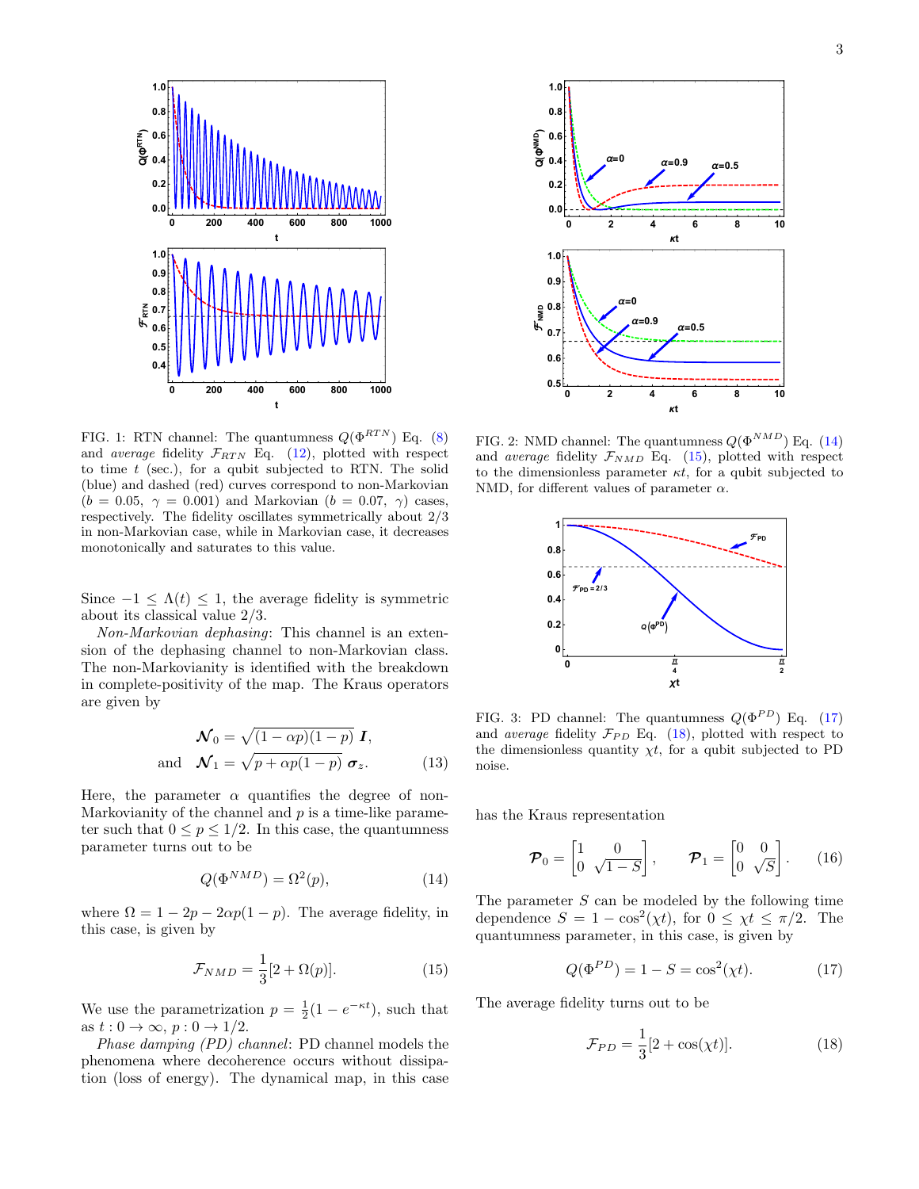FIG. 1: RTN channel: The quantumness $Q(\Phi^{RTN})$ Eq. (8) and *average* fidelity $\mathcal{F}_{RTN}$ Eq. (12), plotted with respect to time $t$ (sec.), for a qubit subjected to RTN. The solid (blue) and dashed (red) curves correspond to non-Markovian ($b = 0.05$, $\gamma = 0.001$) and Markovian ($b = 0.07$, $\gamma$) cases, respectively. The fidelity oscillates symmetrically about 2/3 in non-Markovian case, while in Markovian case, it decreases monotonically and saturates to this value.

Since $-1 \leq \Lambda(t) \leq 1$, the average fidelity is symmetric about its classical value 2/3.

*Non-Markovian dephasing*: This channel is an extension of the dephasing channel to non-Markovian class. The non-Markovianity is identified with the breakdown in complete-positivity of the map. The Kraus operators are given by

$$\boldsymbol{\mathcal{N}}_0 = \sqrt{(1-\alpha p)(1-p)}\, \boldsymbol{I},$$
$$\text{and} \quad \boldsymbol{\mathcal{N}}_1 = \sqrt{p + \alpha p(1-p)}\, \boldsymbol{\sigma}_z. \tag{13}$$

Here, the parameter $\alpha$ quantifies the degree of non-Markovianity of the channel and $p$ is a time-like parameter such that $0 \leq p \leq 1/2$. In this case, the quantumness parameter turns out to be

$$Q(\Phi^{NMD}) = \Omega^2(p), \tag{14}$$

where $\Omega = 1 - 2p - 2\alpha p(1-p)$. The average fidelity, in this case, is given by

$$\mathcal{F}_{NMD} = \frac{1}{3}[2 + \Omega(p)]. \tag{15}$$

We use the parametrization $p = \frac{1}{2}(1 - e^{-\kappa t})$, such that as $t : 0 \to \infty$, $p : 0 \to 1/2$.

*Phase damping (PD) channel*: PD channel models the phenomena where decoherence occurs without dissipation (loss of energy). The dynamical map, in this case

FIG. 2: NMD channel: The quantumness $Q(\Phi^{NMD})$ Eq. (14) and *average* fidelity $\mathcal{F}_{NMD}$ Eq. (15), plotted with respect to the dimensionless parameter $\kappa t$, for a qubit subjected to NMD, for different values of parameter $\alpha$.

FIG. 3: PD channel: The quantumness $Q(\Phi^{PD})$ Eq. (17) and *average* fidelity $\mathcal{F}_{PD}$ Eq. (18), plotted with respect to the dimensionless quantity $\chi t$, for a qubit subjected to PD noise.

has the Kraus representation

$$\boldsymbol{\mathcal{P}}_0 = \begin{bmatrix} 1 & 0 \\ 0 & \sqrt{1-S} \end{bmatrix}, \qquad \boldsymbol{\mathcal{P}}_1 = \begin{bmatrix} 0 & 0 \\ 0 & \sqrt{S} \end{bmatrix}. \tag{16}$$

The parameter $S$ can be modeled by the following time dependence $S = 1 - \cos^2(\chi t)$, for $0 \leq \chi t \leq \pi/2$. The quantumness parameter, in this case, is given by

$$Q(\Phi^{PD}) = 1 - S = \cos^2(\chi t). \tag{17}$$

The average fidelity turns out to be

$$\mathcal{F}_{PD} = \frac{1}{3}[2 + \cos(\chi t)]. \tag{18}$$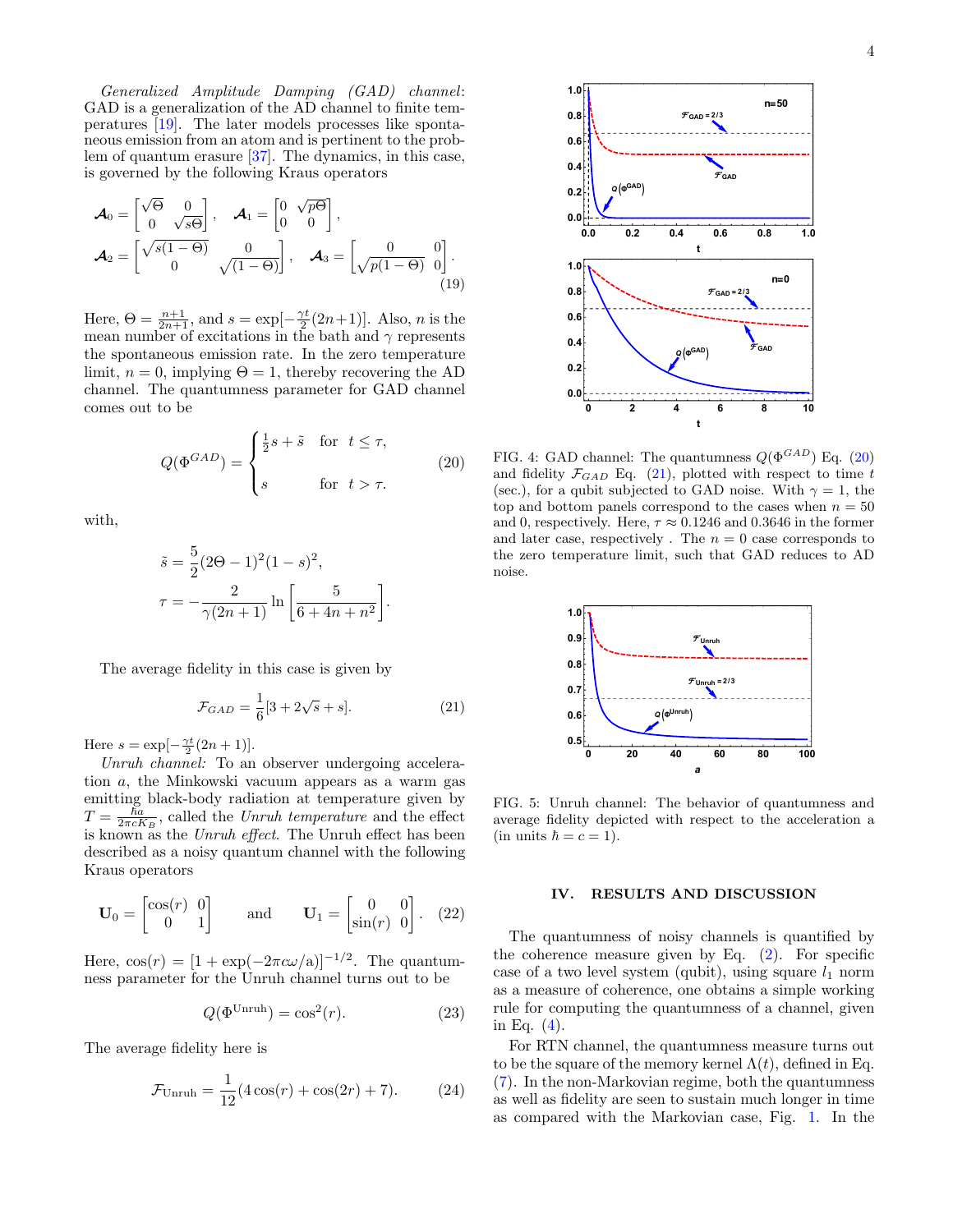*Generalized Amplitude Damping (GAD) channel*: GAD is a generalization of the AD channel to finite temperatures [19]. The later models processes like spontaneous emission from an atom and is pertinent to the problem of quantum erasure [37]. The dynamics, in this case, is governed by the following Kraus operators

$$
\boldsymbol{\mathcal{A}}_0 = \begin{bmatrix} \sqrt{\Theta} & 0 \\ 0 & \sqrt{s\Theta} \end{bmatrix}, \quad \boldsymbol{\mathcal{A}}_1 = \begin{bmatrix} 0 & \sqrt{p\Theta} \\ 0 & 0 \end{bmatrix},
$$
$$
\boldsymbol{\mathcal{A}}_2 = \begin{bmatrix} \sqrt{s(1-\Theta)} & 0 \\ 0 & \sqrt{(1-\Theta)} \end{bmatrix}, \quad \boldsymbol{\mathcal{A}}_3 = \begin{bmatrix} 0 & 0 \\ \sqrt{p(1-\Theta)} & 0 \end{bmatrix}. \tag{19}
$$

Here, $\Theta = \frac{n+1}{2n+1}$, and $s = \exp[-\frac{\gamma t}{2}(2n+1)]$. Also, $n$ is the mean number of excitations in the bath and $\gamma$ represents the spontaneous emission rate. In the zero temperature limit, $n = 0$, implying $\Theta = 1$, thereby recovering the AD channel. The quantumness parameter for GAD channel comes out to be

$$
Q(\Phi^{GAD}) = \begin{cases} \frac{1}{2}s + \tilde{s} & \text{for} \quad t \leq \tau, \\ \\ s & \text{for} \quad t > \tau. \end{cases} \tag{20}
$$

with,

$$
\tilde{s} = \frac{5}{2}(2\Theta - 1)^2(1-s)^2,
$$
$$
\tau = -\frac{2}{\gamma(2n+1)} \ln\left[\frac{5}{6 + 4n + n^2}\right].
$$

The average fidelity in this case is given by

$$
\mathcal{F}_{GAD} = \frac{1}{6}[3 + 2\sqrt{s} + s]. \tag{21}
$$

Here $s = \exp[-\frac{\gamma t}{2}(2n+1)]$.

*Unruh channel:* To an observer undergoing acceleration $a$, the Minkowski vacuum appears as a warm gas emitting black-body radiation at temperature given by $T = \frac{\hbar a}{2\pi c K_B}$, called the *Unruh temperature* and the effect is known as the *Unruh effect*. The Unruh effect has been described as a noisy quantum channel with the following Kraus operators

$$
\mathbf{U}_0 = \begin{bmatrix} \cos(r) & 0 \\ 0 & 1 \end{bmatrix} \quad \text{and} \quad \mathbf{U}_1 = \begin{bmatrix} 0 & 0 \\ \sin(r) & 0 \end{bmatrix}. \tag{22}
$$

Here, $\cos(r) = [1 + \exp(-2\pi c\omega/a)]^{-1/2}$. The quantumness parameter for the Unruh channel turns out to be

$$
Q(\Phi^{\text{Unruh}}) = \cos^2(r). \tag{23}
$$

The average fidelity here is

$$
\mathcal{F}_{\text{Unruh}} = \frac{1}{12}(4\cos(r) + \cos(2r) + 7). \tag{24}
$$

FIG. 4: GAD channel: The quantumness $Q(\Phi^{GAD})$ Eq. (20) and fidelity $\mathcal{F}_{GAD}$ Eq. (21), plotted with respect to time $t$ (sec.), for a qubit subjected to GAD noise. With $\gamma = 1$, the top and bottom panels correspond to the cases when $n = 50$ and 0, respectively. Here, $\tau \approx 0.1246$ and $0.3646$ in the former and later case, respectively . The $n = 0$ case corresponds to the zero temperature limit, such that GAD reduces to AD noise.

FIG. 5: Unruh channel: The behavior of quantumness and average fidelity depicted with respect to the acceleration a (in units $\hbar = c = 1$).

## IV. RESULTS AND DISCUSSION

The quantumness of noisy channels is quantified by the coherence measure given by Eq. (2). For specific case of a two level system (qubit), using square $l_1$ norm as a measure of coherence, one obtains a simple working rule for computing the quantumness of a channel, given in Eq. (4).

For RTN channel, the quantumness measure turns out to be the square of the memory kernel $\Lambda(t)$, defined in Eq. (7). In the non-Markovian regime, both the quantumness as well as fidelity are seen to sustain much longer in time as compared with the Markovian case, Fig. 1. In the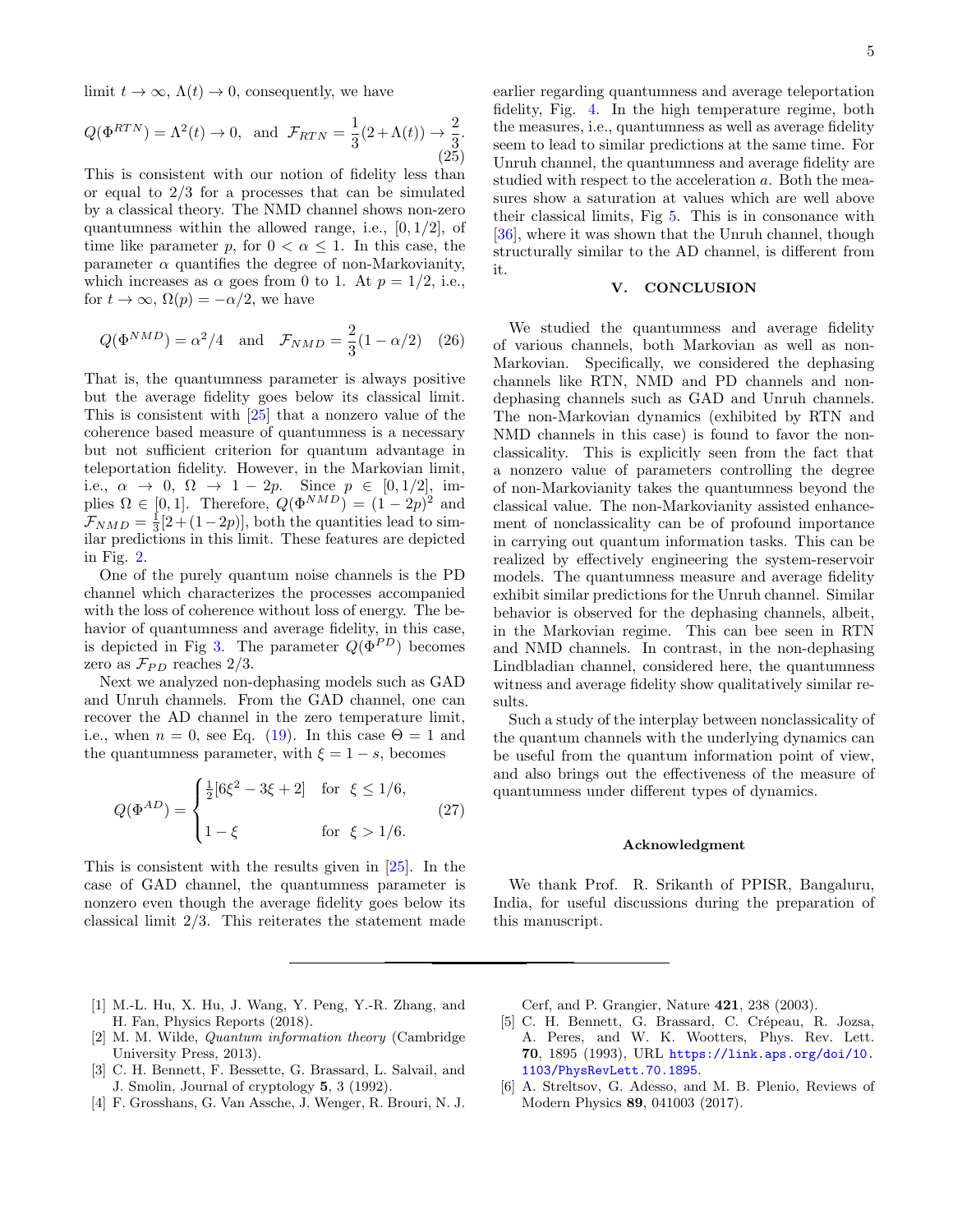limit $t \to \infty$, $\Lambda(t) \to 0$, consequently, we have

$$Q(\Phi^{RTN}) = \Lambda^2(t) \to 0, \text{ and } \mathcal{F}_{RTN} = \frac{1}{3}(2+\Lambda(t)) \to \frac{2}{3}. \tag{25}$$

This is consistent with our notion of fidelity less than or equal to 2/3 for a processes that can be simulated by a classical theory. The NMD channel shows non-zero quantumness within the allowed range, i.e., $[0, 1/2]$, of time like parameter $p$, for $0 < \alpha \leq 1$. In this case, the parameter $\alpha$ quantifies the degree of non-Markovianity, which increases as $\alpha$ goes from 0 to 1. At $p = 1/2$, i.e., for $t \to \infty$, $\Omega(p) = -\alpha/2$, we have

$$Q(\Phi^{NMD}) = \alpha^2/4 \quad \text{and} \quad \mathcal{F}_{NMD} = \frac{2}{3}(1 - \alpha/2) \tag{26}$$

That is, the quantumness parameter is always positive but the average fidelity goes below its classical limit. This is consistent with [25] that a nonzero value of the coherence based measure of quantumness is a necessary but not sufficient criterion for quantum advantage in teleportation fidelity. However, in the Markovian limit, i.e., $\alpha \to 0$, $\Omega \to 1-2p$. Since $p \in [0, 1/2]$, implies $\Omega \in [0, 1]$. Therefore, $Q(\Phi^{NMD}) = (1-2p)^2$ and $\mathcal{F}_{NMD} = \frac{1}{3}[2+(1-2p)]$, both the quantities lead to similar predictions in this limit. These features are depicted in Fig. 2.

One of the purely quantum noise channels is the PD channel which characterizes the processes accompanied with the loss of coherence without loss of energy. The behavior of quantumness and average fidelity, in this case, is depicted in Fig 3. The parameter $Q(\Phi^{PD})$ becomes zero as $\mathcal{F}_{PD}$ reaches 2/3.

Next we analyzed non-dephasing models such as GAD and Unruh channels. From the GAD channel, one can recover the AD channel in the zero temperature limit, i.e., when $n = 0$, see Eq. (19). In this case $\Theta = 1$ and the quantumness parameter, with $\xi = 1 - s$, becomes

$$Q(\Phi^{AD}) = \begin{cases} \frac{1}{2}[6\xi^2 - 3\xi + 2] & \text{for } \xi \leq 1/6, \\ \\ 1 - \xi & \text{for } \xi > 1/6. \end{cases} \tag{27}$$

This is consistent with the results given in [25]. In the case of GAD channel, the quantumness parameter is nonzero even though the average fidelity goes below its classical limit 2/3. This reiterates the statement made earlier regarding quantumness and average teleportation fidelity, Fig. 4. In the high temperature regime, both the measures, i.e., quantumness as well as average fidelity seem to lead to similar predictions at the same time. For Unruh channel, the quantumness and average fidelity are studied with respect to the acceleration $a$. Both the measures show a saturation at values which are well above their classical limits, Fig 5. This is in consonance with [36], where it was shown that the Unruh channel, though structurally similar to the AD channel, is different from it.

## V. CONCLUSION

We studied the quantumness and average fidelity of various channels, both Markovian as well as non-Markovian. Specifically, we considered the dephasing channels like RTN, NMD and PD channels and non-dephasing channels such as GAD and Unruh channels. The non-Markovian dynamics (exhibited by RTN and NMD channels in this case) is found to favor the non-classicality. This is explicitly seen from the fact that a nonzero value of parameters controlling the degree of non-Markovianity takes the quantumness beyond the classical value. The non-Markovianity assisted enhancement of nonclassicality can be of profound importance in carrying out quantum information tasks. This can be realized by effectively engineering the system-reservoir models. The quantumness measure and average fidelity exhibit similar predictions for the Unruh channel. Similar behavior is observed for the dephasing channels, albeit, in the Markovian regime. This can bee seen in RTN and NMD channels. In contrast, in the non-dephasing Lindbladian channel, considered here, the quantumness witness and average fidelity show qualitatively similar results.

Such a study of the interplay between nonclassicality of the quantum channels with the underlying dynamics can be useful from the quantum information point of view, and also brings out the effectiveness of the measure of quantumness under different types of dynamics.

### Acknowledgment

We thank Prof. R. Srikanth of PPISR, Bangaluru, India, for useful discussions during the preparation of this manuscript.

---

[1] M.-L. Hu, X. Hu, J. Wang, Y. Peng, Y.-R. Zhang, and H. Fan, Physics Reports (2018).

[2] M. M. Wilde, *Quantum information theory* (Cambridge University Press, 2013).

[3] C. H. Bennett, F. Bessette, G. Brassard, L. Salvail, and J. Smolin, Journal of cryptology **5**, 3 (1992).

[4] F. Grosshans, G. Van Assche, J. Wenger, R. Brouri, N. J. Cerf, and P. Grangier, Nature **421**, 238 (2003).

[5] C. H. Bennett, G. Brassard, C. Crépeau, R. Jozsa, A. Peres, and W. K. Wootters, Phys. Rev. Lett. **70**, 1895 (1993), URL https://link.aps.org/doi/10.1103/PhysRevLett.70.1895.

[6] A. Streltsov, G. Adesso, and M. B. Plenio, Reviews of Modern Physics **89**, 041003 (2017).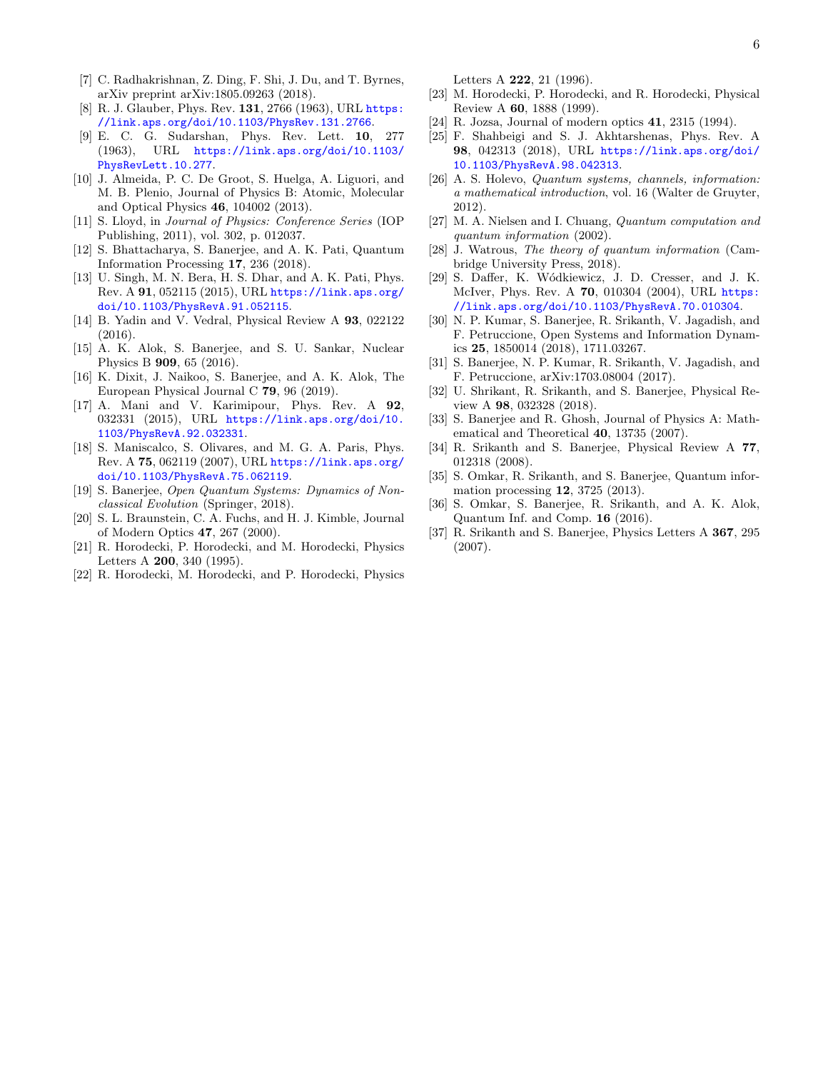[7] C. Radhakrishnan, Z. Ding, F. Shi, J. Du, and T. Byrnes, arXiv preprint arXiv:1805.09263 (2018).

[8] R. J. Glauber, Phys. Rev. **131**, 2766 (1963), URL https://link.aps.org/doi/10.1103/PhysRev.131.2766.

[9] E. C. G. Sudarshan, Phys. Rev. Lett. **10**, 277 (1963), URL https://link.aps.org/doi/10.1103/PhysRevLett.10.277.

[10] J. Almeida, P. C. De Groot, S. Huelga, A. Liguori, and M. B. Plenio, Journal of Physics B: Atomic, Molecular and Optical Physics **46**, 104002 (2013).

[11] S. Lloyd, in *Journal of Physics: Conference Series* (IOP Publishing, 2011), vol. 302, p. 012037.

[12] S. Bhattacharya, S. Banerjee, and A. K. Pati, Quantum Information Processing **17**, 236 (2018).

[13] U. Singh, M. N. Bera, H. S. Dhar, and A. K. Pati, Phys. Rev. A **91**, 052115 (2015), URL https://link.aps.org/doi/10.1103/PhysRevA.91.052115.

[14] B. Yadin and V. Vedral, Physical Review A **93**, 022122 (2016).

[15] A. K. Alok, S. Banerjee, and S. U. Sankar, Nuclear Physics B **909**, 65 (2016).

[16] K. Dixit, J. Naikoo, S. Banerjee, and A. K. Alok, The European Physical Journal C **79**, 96 (2019).

[17] A. Mani and V. Karimipour, Phys. Rev. A **92**, 032331 (2015), URL https://link.aps.org/doi/10.1103/PhysRevA.92.032331.

[18] S. Maniscalco, S. Olivares, and M. G. A. Paris, Phys. Rev. A **75**, 062119 (2007), URL https://link.aps.org/doi/10.1103/PhysRevA.75.062119.

[19] S. Banerjee, *Open Quantum Systems: Dynamics of Nonclassical Evolution* (Springer, 2018).

[20] S. L. Braunstein, C. A. Fuchs, and H. J. Kimble, Journal of Modern Optics **47**, 267 (2000).

[21] R. Horodecki, P. Horodecki, and M. Horodecki, Physics Letters A **200**, 340 (1995).

[22] R. Horodecki, M. Horodecki, and P. Horodecki, Physics Letters A **222**, 21 (1996).

[23] M. Horodecki, P. Horodecki, and R. Horodecki, Physical Review A **60**, 1888 (1999).

[24] R. Jozsa, Journal of modern optics **41**, 2315 (1994).

[25] F. Shahbeigi and S. J. Akhtarshenas, Phys. Rev. A **98**, 042313 (2018), URL https://link.aps.org/doi/10.1103/PhysRevA.98.042313.

[26] A. S. Holevo, *Quantum systems, channels, information: a mathematical introduction*, vol. 16 (Walter de Gruyter, 2012).

[27] M. A. Nielsen and I. Chuang, *Quantum computation and quantum information* (2002).

[28] J. Watrous, *The theory of quantum information* (Cambridge University Press, 2018).

[29] S. Daffer, K. Wódkiewicz, J. D. Cresser, and J. K. McIver, Phys. Rev. A **70**, 010304 (2004), URL https://link.aps.org/doi/10.1103/PhysRevA.70.010304.

[30] N. P. Kumar, S. Banerjee, R. Srikanth, V. Jagadish, and F. Petruccione, Open Systems and Information Dynamics **25**, 1850014 (2018), 1711.03267.

[31] S. Banerjee, N. P. Kumar, R. Srikanth, V. Jagadish, and F. Petruccione, arXiv:1703.08004 (2017).

[32] U. Shrikant, R. Srikanth, and S. Banerjee, Physical Review A **98**, 032328 (2018).

[33] S. Banerjee and R. Ghosh, Journal of Physics A: Mathematical and Theoretical **40**, 13735 (2007).

[34] R. Srikanth and S. Banerjee, Physical Review A **77**, 012318 (2008).

[35] S. Omkar, R. Srikanth, and S. Banerjee, Quantum information processing **12**, 3725 (2013).

[36] S. Omkar, S. Banerjee, R. Srikanth, and A. K. Alok, Quantum Inf. and Comp. **16** (2016).

[37] R. Srikanth and S. Banerjee, Physics Letters A **367**, 295 (2007).